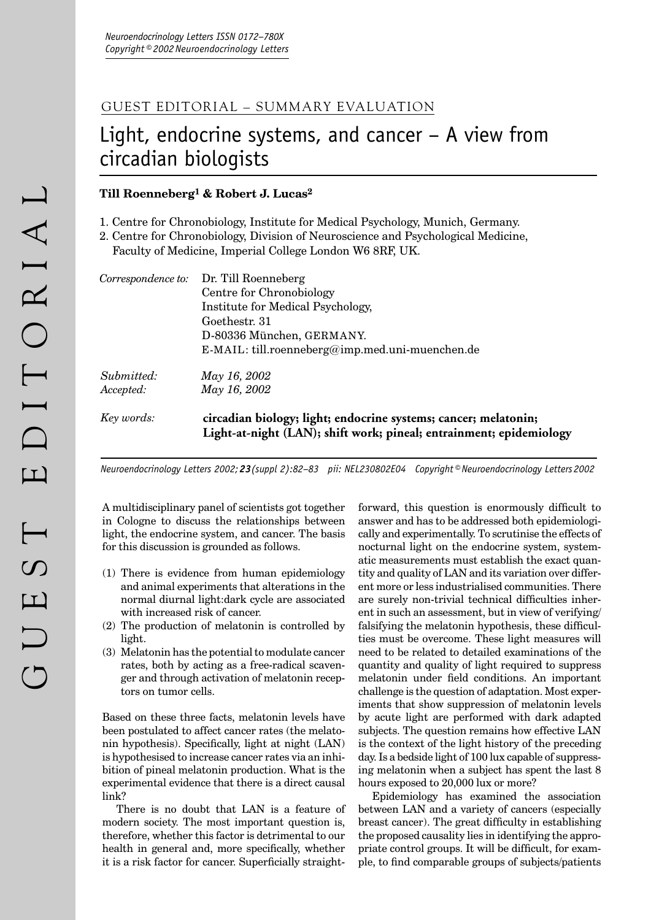GUEST EDITORIAL – SUMMARY EVALUATION

# Light, endocrine systems, and cancer – A view from circadian biologists

**Till Roenneberg[1] & Robert J. Lucas[2]**

1. Centre for Chronobiology, Institute for Medical Psychology, Munich, Germany.
2. Centre for Chronobiology, Division of Neuroscience and Psychological Medicine, Faculty of Medicine, Imperial College London W6 8RF, UK.

*Correspondence to:* Dr. Till Roenneberg
Centre for Chronobiology
Institute for Medical Psychology,
Goethestr. 31
D-80336 München, GERMANY.
E-MAIL: till.roenneberg@imp.med.uni-muenchen.de

*Submitted:* *May 16, 2002*
*Accepted:* *May 16, 2002*

*Key words:* **circadian biology; light; endocrine systems; cancer; melatonin; Light-at-night (LAN); shift work; pineal; entrainment; epidemiology**

*Neuroendocrinology Letters 2002; **23** (suppl 2):82–83 pii: NEL230802E04 Copyright © Neuroendocrinology Letters 2002*

A multidisciplinary panel of scientists got together in Cologne to discuss the relationships between light, the endocrine system, and cancer. The basis for this discussion is grounded as follows.

(1) There is evidence from human epidemiology and animal experiments that alterations in the normal diurnal light:dark cycle are associated with increased risk of cancer.
(2) The production of melatonin is controlled by light.
(3) Melatonin has the potential to modulate cancer rates, both by acting as a free-radical scavenger and through activation of melatonin receptors on tumor cells.

Based on these three facts, melatonin levels have been postulated to affect cancer rates (the melatonin hypothesis). Specifically, light at night (LAN) is hypothesised to increase cancer rates via an inhibition of pineal melatonin production. What is the experimental evidence that there is a direct causal link?

There is no doubt that LAN is a feature of modern society. The most important question is, therefore, whether this factor is detrimental to our health in general and, more specifically, whether it is a risk factor for cancer. Superficially straightforward, this question is enormously difficult to answer and has to be addressed both epidemiologically and experimentally. To scrutinise the effects of nocturnal light on the endocrine system, systematic measurements must establish the exact quantity and quality of LAN and its variation over different more or less industrialised communities. There are surely non-trivial technical difficulties inherent in such an assessment, but in view of verifying/falsifying the melatonin hypothesis, these difficulties must be overcome. These light measures will need to be related to detailed examinations of the quantity and quality of light required to suppress melatonin under field conditions. An important challenge is the question of adaptation. Most experiments that show suppression of melatonin levels by acute light are performed with dark adapted subjects. The question remains how effective LAN is the context of the light history of the preceding day. Is a bedside light of 100 lux capable of suppressing melatonin when a subject has spent the last 8 hours exposed to 20,000 lux or more?

Epidemiology has examined the association between LAN and a variety of cancers (especially breast cancer). The great difficulty in establishing the proposed causality lies in identifying the appropriate control groups. It will be difficult, for example, to find comparable groups of subjects/patients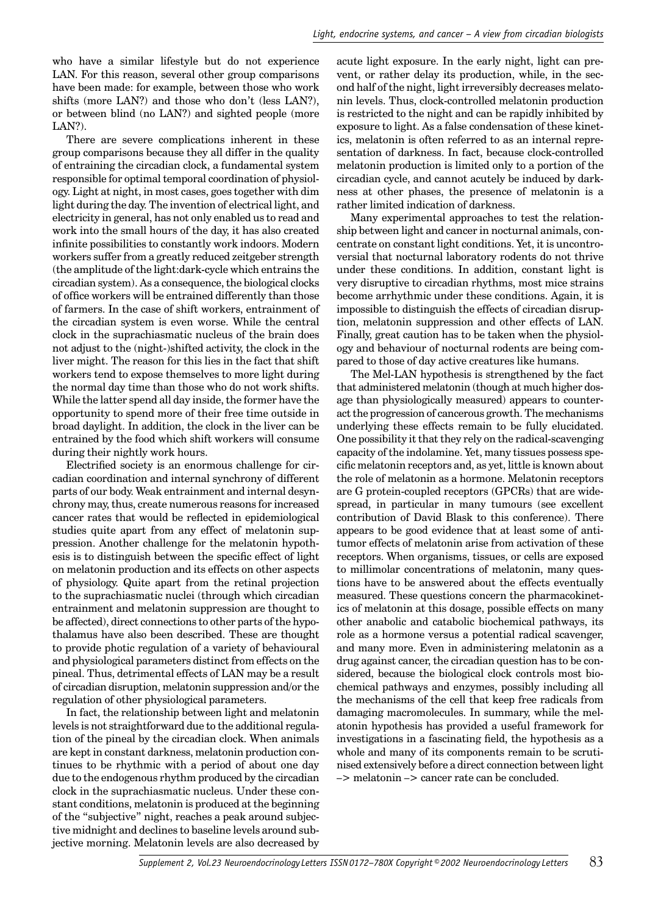who have a similar lifestyle but do not experience LAN. For this reason, several other group comparisons have been made: for example, between those who work shifts (more LAN?) and those who don't (less LAN?), or between blind (no LAN?) and sighted people (more LAN?).

There are severe complications inherent in these group comparisons because they all differ in the quality of entraining the circadian clock, a fundamental system responsible for optimal temporal coordination of physiology. Light at night, in most cases, goes together with dim light during the day. The invention of electrical light, and electricity in general, has not only enabled us to read and work into the small hours of the day, it has also created infinite possibilities to constantly work indoors. Modern workers suffer from a greatly reduced zeitgeber strength (the amplitude of the light:dark-cycle which entrains the circadian system). As a consequence, the biological clocks of office workers will be entrained differently than those of farmers. In the case of shift workers, entrainment of the circadian system is even worse. While the central clock in the suprachiasmatic nucleus of the brain does not adjust to the (night-)shifted activity, the clock in the liver might. The reason for this lies in the fact that shift workers tend to expose themselves to more light during the normal day time than those who do not work shifts. While the latter spend all day inside, the former have the opportunity to spend more of their free time outside in broad daylight. In addition, the clock in the liver can be entrained by the food which shift workers will consume during their nightly work hours.

Electrified society is an enormous challenge for circadian coordination and internal synchrony of different parts of our body. Weak entrainment and internal desynchrony may, thus, create numerous reasons for increased cancer rates that would be reflected in epidemiological studies quite apart from any effect of melatonin suppression. Another challenge for the melatonin hypothesis is to distinguish between the specific effect of light on melatonin production and its effects on other aspects of physiology. Quite apart from the retinal projection to the suprachiasmatic nuclei (through which circadian entrainment and melatonin suppression are thought to be affected), direct connections to other parts of the hypothalamus have also been described. These are thought to provide photic regulation of a variety of behavioural and physiological parameters distinct from effects on the pineal. Thus, detrimental effects of LAN may be a result of circadian disruption, melatonin suppression and/or the regulation of other physiological parameters.

In fact, the relationship between light and melatonin levels is not straightforward due to the additional regulation of the pineal by the circadian clock. When animals are kept in constant darkness, melatonin production continues to be rhythmic with a period of about one day due to the endogenous rhythm produced by the circadian clock in the suprachiasmatic nucleus. Under these constant conditions, melatonin is produced at the beginning of the "subjective" night, reaches a peak around subjective midnight and declines to baseline levels around subjective morning. Melatonin levels are also decreased by acute light exposure. In the early night, light can prevent, or rather delay its production, while, in the second half of the night, light irreversibly decreases melatonin levels. Thus, clock-controlled melatonin production is restricted to the night and can be rapidly inhibited by exposure to light. As a false condensation of these kinetics, melatonin is often referred to as an internal representation of darkness. In fact, because clock-controlled melatonin production is limited only to a portion of the circadian cycle, and cannot acutely be induced by darkness at other phases, the presence of melatonin is a rather limited indication of darkness.

Many experimental approaches to test the relationship between light and cancer in nocturnal animals, concentrate on constant light conditions. Yet, it is uncontroversial that nocturnal laboratory rodents do not thrive under these conditions. In addition, constant light is very disruptive to circadian rhythms, most mice strains become arrhythmic under these conditions. Again, it is impossible to distinguish the effects of circadian disruption, melatonin suppression and other effects of LAN. Finally, great caution has to be taken when the physiology and behaviour of nocturnal rodents are being compared to those of day active creatures like humans.

The Mel-LAN hypothesis is strengthened by the fact that administered melatonin (though at much higher dosage than physiologically measured) appears to counteract the progression of cancerous growth. The mechanisms underlying these effects remain to be fully elucidated. One possibility it that they rely on the radical-scavenging capacity of the indolamine. Yet, many tissues possess specific melatonin receptors and, as yet, little is known about the role of melatonin as a hormone. Melatonin receptors are G protein-coupled receptors (GPCRs) that are widespread, in particular in many tumours (see excellent contribution of David Blask to this conference). There appears to be good evidence that at least some of antitumor effects of melatonin arise from activation of these receptors. When organisms, tissues, or cells are exposed to millimolar concentrations of melatonin, many questions have to be answered about the effects eventually measured. These questions concern the pharmacokinetics of melatonin at this dosage, possible effects on many other anabolic and catabolic biochemical pathways, its role as a hormone versus a potential radical scavenger, and many more. Even in administering melatonin as a drug against cancer, the circadian question has to be considered, because the biological clock controls most biochemical pathways and enzymes, possibly including all the mechanisms of the cell that keep free radicals from damaging macromolecules. In summary, while the melatonin hypothesis has provided a useful framework for investigations in a fascinating field, the hypothesis as a whole and many of its components remain to be scrutinised extensively before a direct connection between light –> melatonin –> cancer rate can be concluded.